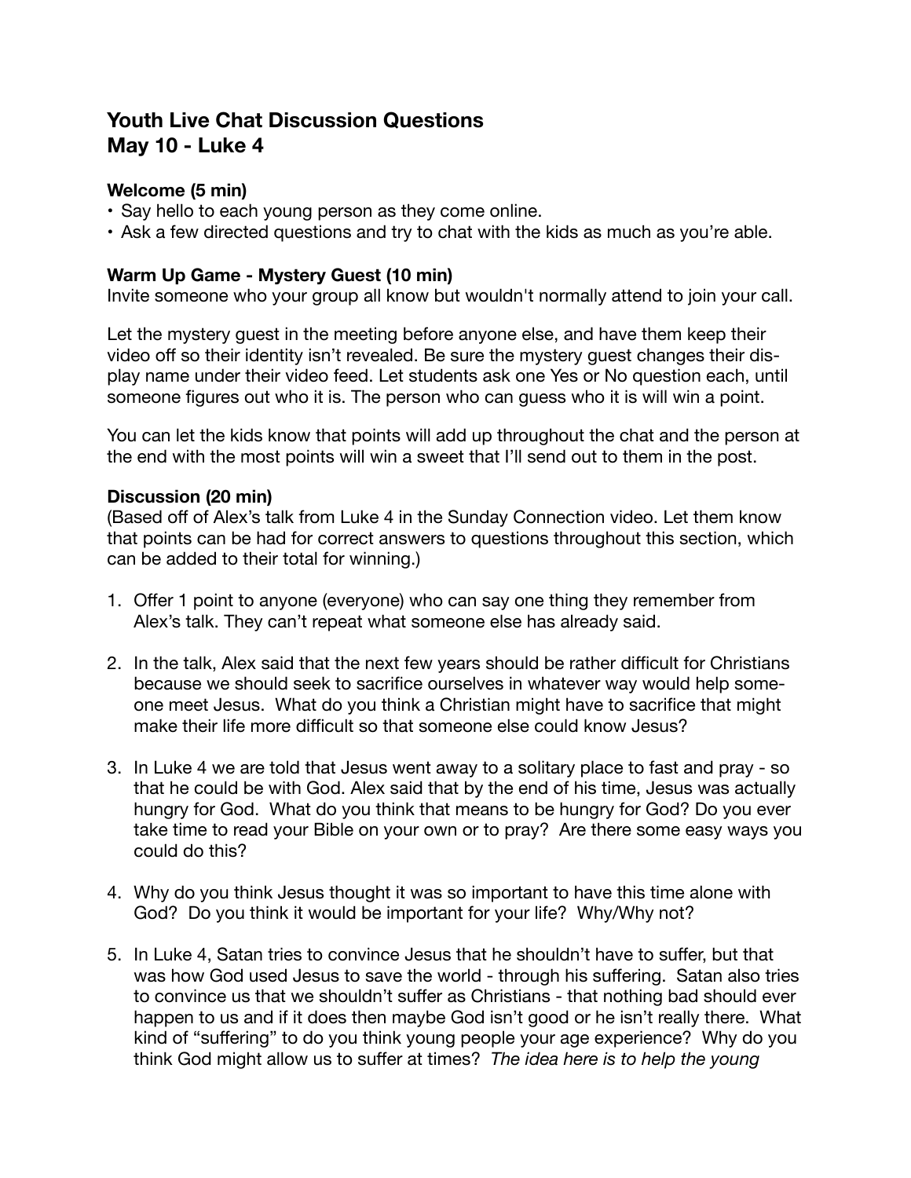# Youth Live Chat Discussion Questions
# May 10 - Luke 4

**Welcome (5 min)**

- Say hello to each young person as they come online.
- Ask a few directed questions and try to chat with the kids as much as you're able.

**Warm Up Game - Mystery Guest (10 min)**

Invite someone who your group all know but wouldn't normally attend to join your call.

Let the mystery guest in the meeting before anyone else, and have them keep their video off so their identity isn't revealed. Be sure the mystery guest changes their display name under their video feed. Let students ask one Yes or No question each, until someone figures out who it is. The person who can guess who it is will win a point.

You can let the kids know that points will add up throughout the chat and the person at the end with the most points will win a sweet that I'll send out to them in the post.

**Discussion (20 min)**

(Based off of Alex's talk from Luke 4 in the Sunday Connection video. Let them know that points can be had for correct answers to questions throughout this section, which can be added to their total for winning.)

1. Offer 1 point to anyone (everyone) who can say one thing they remember from Alex's talk. They can't repeat what someone else has already said.

2. In the talk, Alex said that the next few years should be rather difficult for Christians because we should seek to sacrifice ourselves in whatever way would help someone meet Jesus. What do you think a Christian might have to sacrifice that might make their life more difficult so that someone else could know Jesus?

3. In Luke 4 we are told that Jesus went away to a solitary place to fast and pray - so that he could be with God. Alex said that by the end of his time, Jesus was actually hungry for God. What do you think that means to be hungry for God? Do you ever take time to read your Bible on your own or to pray? Are there some easy ways you could do this?

4. Why do you think Jesus thought it was so important to have this time alone with God? Do you think it would be important for your life? Why/Why not?

5. In Luke 4, Satan tries to convince Jesus that he shouldn't have to suffer, but that was how God used Jesus to save the world - through his suffering. Satan also tries to convince us that we shouldn't suffer as Christians - that nothing bad should ever happen to us and if it does then maybe God isn't good or he isn't really there. What kind of "suffering" to do you think young people your age experience? Why do you think God might allow us to suffer at times? *The idea here is to help the young*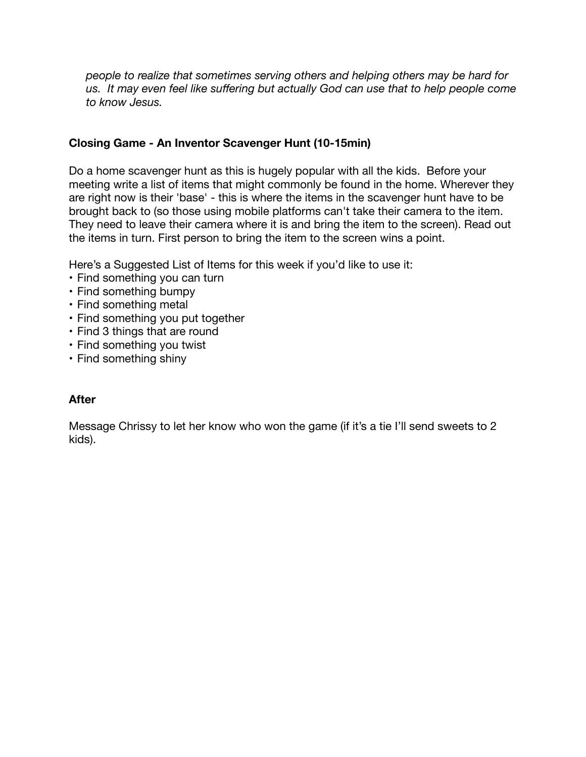*people to realize that sometimes serving others and helping others may be hard for us. It may even feel like suffering but actually God can use that to help people come to know Jesus.*

**Closing Game - An Inventor Scavenger Hunt (10-15min)**

Do a home scavenger hunt as this is hugely popular with all the kids. Before your meeting write a list of items that might commonly be found in the home. Wherever they are right now is their 'base' - this is where the items in the scavenger hunt have to be brought back to (so those using mobile platforms can't take their camera to the item. They need to leave their camera where it is and bring the item to the screen). Read out the items in turn. First person to bring the item to the screen wins a point.

Here's a Suggested List of Items for this week if you'd like to use it:

- Find something you can turn
- Find something bumpy
- Find something metal
- Find something you put together
- Find 3 things that are round
- Find something you twist
- Find something shiny

**After**

Message Chrissy to let her know who won the game (if it's a tie I'll send sweets to 2 kids).